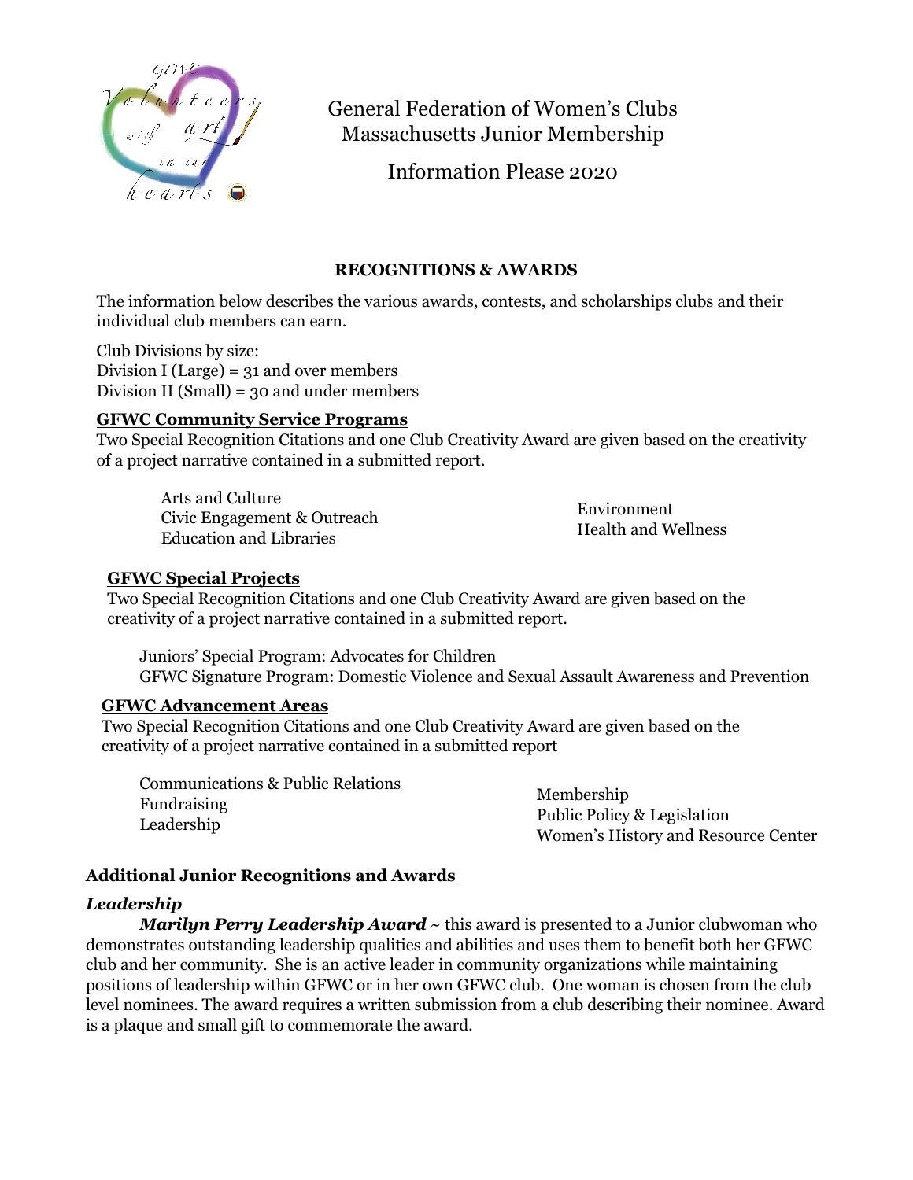# General Federation of Women's Clubs
# Massachusetts Junior Membership

## Information Please 2020

### RECOGNITIONS & AWARDS

The information below describes the various awards, contests, and scholarships clubs and their individual club members can earn.

Club Divisions by size:
Division I (Large) = 31 and over members
Division II (Small) = 30 and under members

**GFWC Community Service Programs**

Two Special Recognition Citations and one Club Creativity Award are given based on the creativity of a project narrative contained in a submitted report.

- Arts and Culture
- Civic Engagement & Outreach
- Education and Libraries
- Environment
- Health and Wellness

**GFWC Special Projects**

Two Special Recognition Citations and one Club Creativity Award are given based on the creativity of a project narrative contained in a submitted report.

- Juniors' Special Program: Advocates for Children
- GFWC Signature Program: Domestic Violence and Sexual Assault Awareness and Prevention

**GFWC Advancement Areas**

Two Special Recognition Citations and one Club Creativity Award are given based on the creativity of a project narrative contained in a submitted report

- Communications & Public Relations
- Fundraising
- Leadership
- Membership
- Public Policy & Legislation
- Women's History and Resource Center

**Additional Junior Recognitions and Awards**

***Leadership***

***Marilyn Perry Leadership Award*** ~ this award is presented to a Junior clubwoman who demonstrates outstanding leadership qualities and abilities and uses them to benefit both her GFWC club and her community. She is an active leader in community organizations while maintaining positions of leadership within GFWC or in her own GFWC club. One woman is chosen from the club level nominees. The award requires a written submission from a club describing their nominee. Award is a plaque and small gift to commemorate the award.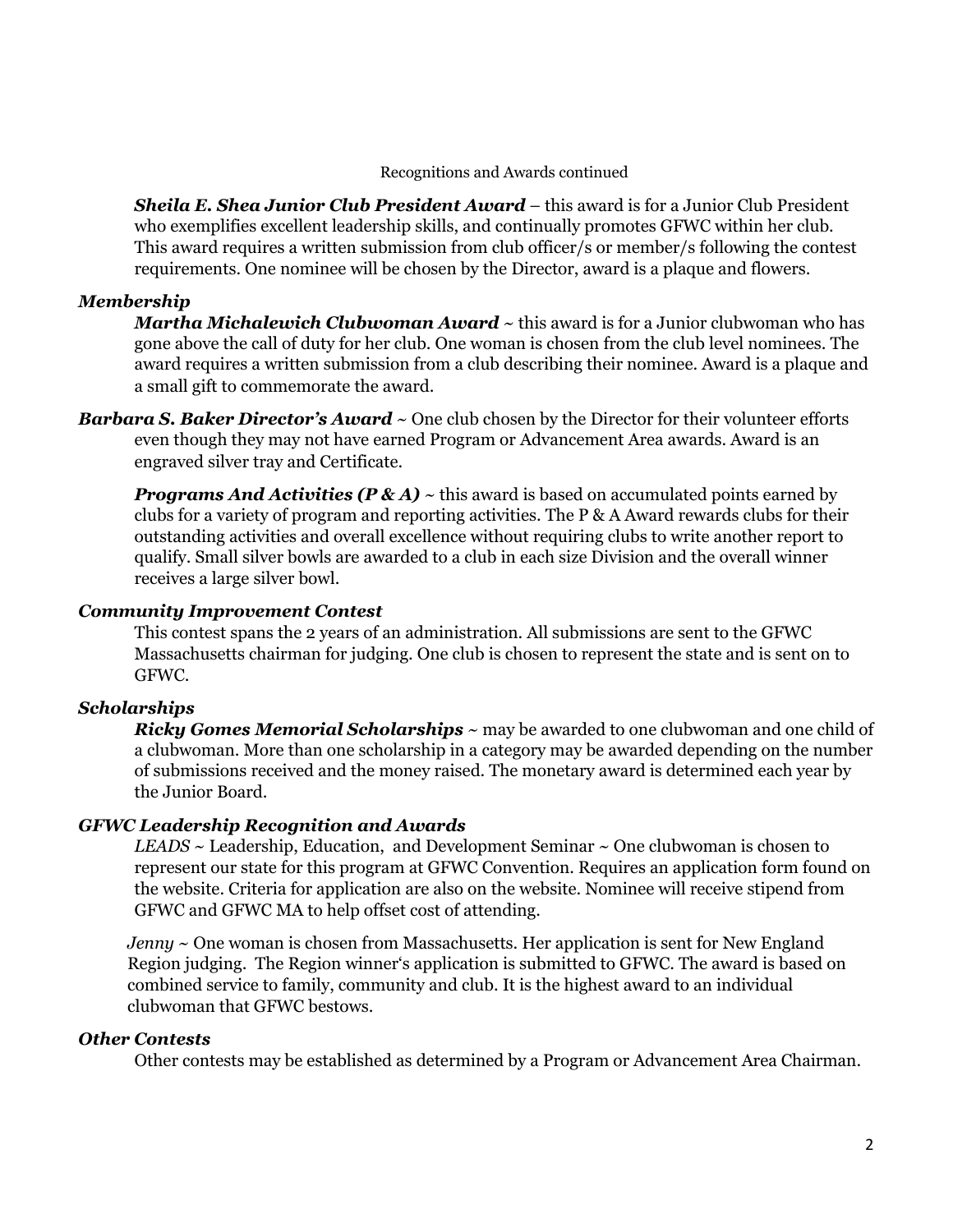Recognitions and Awards continued

***Sheila E. Shea Junior Club President Award*** – this award is for a Junior Club President who exemplifies excellent leadership skills, and continually promotes GFWC within her club. This award requires a written submission from club officer/s or member/s following the contest requirements. One nominee will be chosen by the Director, award is a plaque and flowers.

### *Membership*

***Martha Michalewich Clubwoman Award*** ~ this award is for a Junior clubwoman who has gone above the call of duty for her club. One woman is chosen from the club level nominees. The award requires a written submission from a club describing their nominee. Award is a plaque and a small gift to commemorate the award.

***Barbara S. Baker Director's Award*** ~ One club chosen by the Director for their volunteer efforts even though they may not have earned Program or Advancement Area awards. Award is an engraved silver tray and Certificate.

***Programs And Activities (P & A)*** ~ this award is based on accumulated points earned by clubs for a variety of program and reporting activities. The P & A Award rewards clubs for their outstanding activities and overall excellence without requiring clubs to write another report to qualify. Small silver bowls are awarded to a club in each size Division and the overall winner receives a large silver bowl.

### *Community Improvement Contest*

This contest spans the 2 years of an administration. All submissions are sent to the GFWC Massachusetts chairman for judging. One club is chosen to represent the state and is sent on to GFWC.

### *Scholarships*

***Ricky Gomes Memorial Scholarships*** ~ may be awarded to one clubwoman and one child of a clubwoman. More than one scholarship in a category may be awarded depending on the number of submissions received and the money raised. The monetary award is determined each year by the Junior Board.

### *GFWC Leadership Recognition and Awards*

*LEADS* ~ Leadership, Education, and Development Seminar ~ One clubwoman is chosen to represent our state for this program at GFWC Convention. Requires an application form found on the website. Criteria for application are also on the website. Nominee will receive stipend from GFWC and GFWC MA to help offset cost of attending.

*Jenny* ~ One woman is chosen from Massachusetts. Her application is sent for New England Region judging. The Region winner's application is submitted to GFWC. The award is based on combined service to family, community and club. It is the highest award to an individual clubwoman that GFWC bestows.

### *Other Contests*

Other contests may be established as determined by a Program or Advancement Area Chairman.